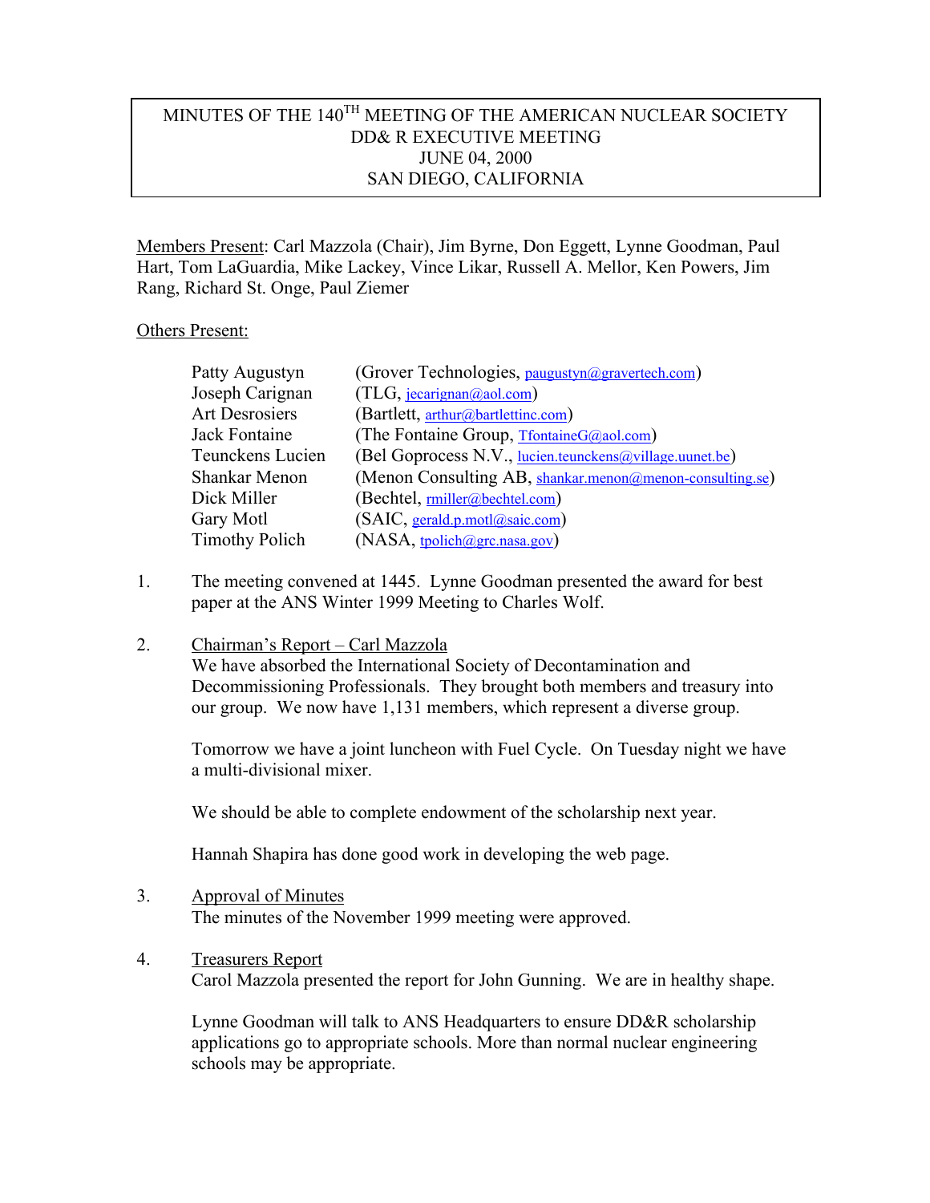# MINUTES OF THE 140TH MEETING OF THE AMERICAN NUCLEAR SOCIETY DD& R EXECUTIVE MEETING JUNE 04, 2000 SAN DIEGO, CALIFORNIA

Members Present: Carl Mazzola (Chair), Jim Byrne, Don Eggett, Lynne Goodman, Paul Hart, Tom LaGuardia, Mike Lackey, Vince Likar, Russell A. Mellor, Ken Powers, Jim Rang, Richard St. Onge, Paul Ziemer

Others Present:

| | |
|---|---|
| Patty Augustyn | (Grover Technologies, paugustyn@gravertech.com) |
| Joseph Carignan | (TLG, jecarignan@aol.com) |
| Art Desrosiers | (Bartlett, arthur@bartlettinc.com) |
| Jack Fontaine | (The Fontaine Group, TfontaineG@aol.com) |
| Teunckens Lucien | (Bel Goprocess N.V., lucien.teunckens@village.uunet.be) |
| Shankar Menon | (Menon Consulting AB, shankar.menon@menon-consulting.se) |
| Dick Miller | (Bechtel, rmiller@bechtel.com) |
| Gary Motl | (SAIC, gerald.p.motl@saic.com) |
| Timothy Polich | (NASA, tpolich@grc.nasa.gov) |

1. The meeting convened at 1445. Lynne Goodman presented the award for best paper at the ANS Winter 1999 Meeting to Charles Wolf.

2. Chairman's Report – Carl Mazzola

   We have absorbed the International Society of Decontamination and Decommissioning Professionals. They brought both members and treasury into our group. We now have 1,131 members, which represent a diverse group.

   Tomorrow we have a joint luncheon with Fuel Cycle. On Tuesday night we have a multi-divisional mixer.

   We should be able to complete endowment of the scholarship next year.

   Hannah Shapira has done good work in developing the web page.

3. Approval of Minutes

   The minutes of the November 1999 meeting were approved.

4. Treasurers Report

   Carol Mazzola presented the report for John Gunning. We are in healthy shape.

   Lynne Goodman will talk to ANS Headquarters to ensure DD&R scholarship applications go to appropriate schools. More than normal nuclear engineering schools may be appropriate.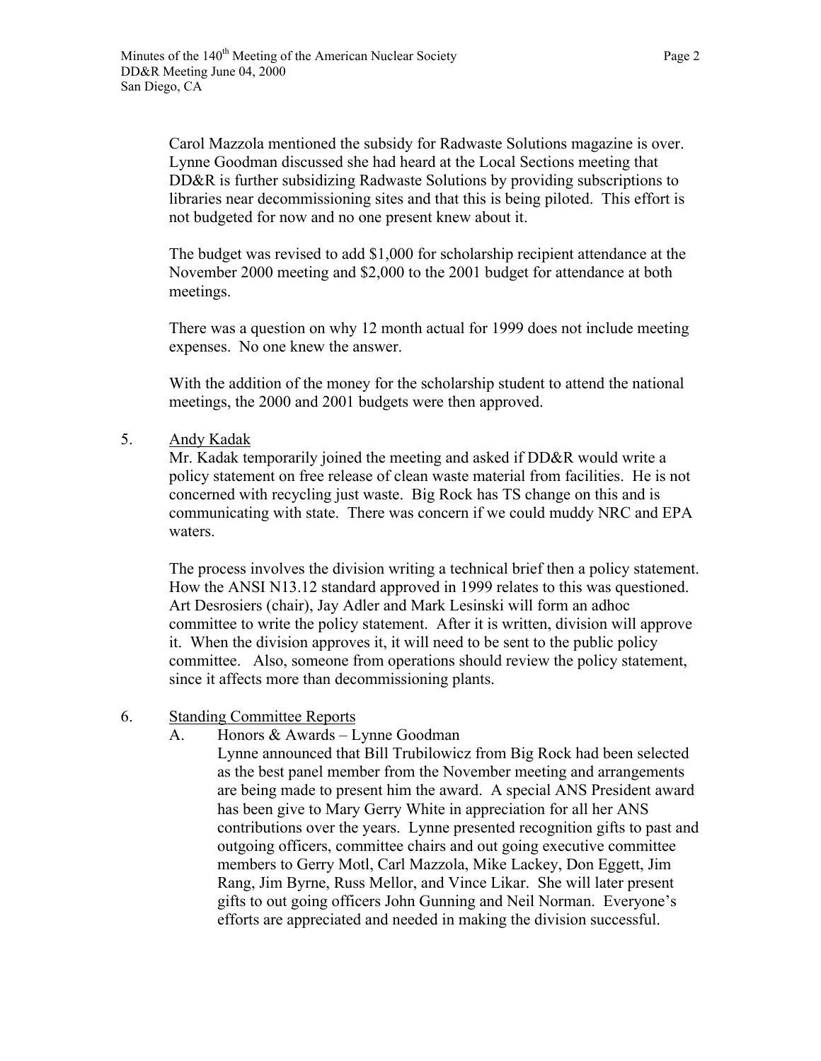Carol Mazzola mentioned the subsidy for Radwaste Solutions magazine is over. Lynne Goodman discussed she had heard at the Local Sections meeting that DD&R is further subsidizing Radwaste Solutions by providing subscriptions to libraries near decommissioning sites and that this is being piloted. This effort is not budgeted for now and no one present knew about it.

The budget was revised to add $1,000 for scholarship recipient attendance at the November 2000 meeting and $2,000 to the 2001 budget for attendance at both meetings.

There was a question on why 12 month actual for 1999 does not include meeting expenses. No one knew the answer.

With the addition of the money for the scholarship student to attend the national meetings, the 2000 and 2001 budgets were then approved.

5. <u>Andy Kadak</u>

   Mr. Kadak temporarily joined the meeting and asked if DD&R would write a policy statement on free release of clean waste material from facilities. He is not concerned with recycling just waste. Big Rock has TS change on this and is communicating with state. There was concern if we could muddy NRC and EPA waters.

   The process involves the division writing a technical brief then a policy statement. How the ANSI N13.12 standard approved in 1999 relates to this was questioned. Art Desrosiers (chair), Jay Adler and Mark Lesinski will form an adhoc committee to write the policy statement. After it is written, division will approve it. When the division approves it, it will need to be sent to the public policy committee. Also, someone from operations should review the policy statement, since it affects more than decommissioning plants.

6. <u>Standing Committee Reports</u>

   A. Honors & Awards – Lynne Goodman

      Lynne announced that Bill Trubilowicz from Big Rock had been selected as the best panel member from the November meeting and arrangements are being made to present him the award. A special ANS President award has been give to Mary Gerry White in appreciation for all her ANS contributions over the years. Lynne presented recognition gifts to past and outgoing officers, committee chairs and out going executive committee members to Gerry Motl, Carl Mazzola, Mike Lackey, Don Eggett, Jim Rang, Jim Byrne, Russ Mellor, and Vince Likar. She will later present gifts to out going officers John Gunning and Neil Norman. Everyone's efforts are appreciated and needed in making the division successful.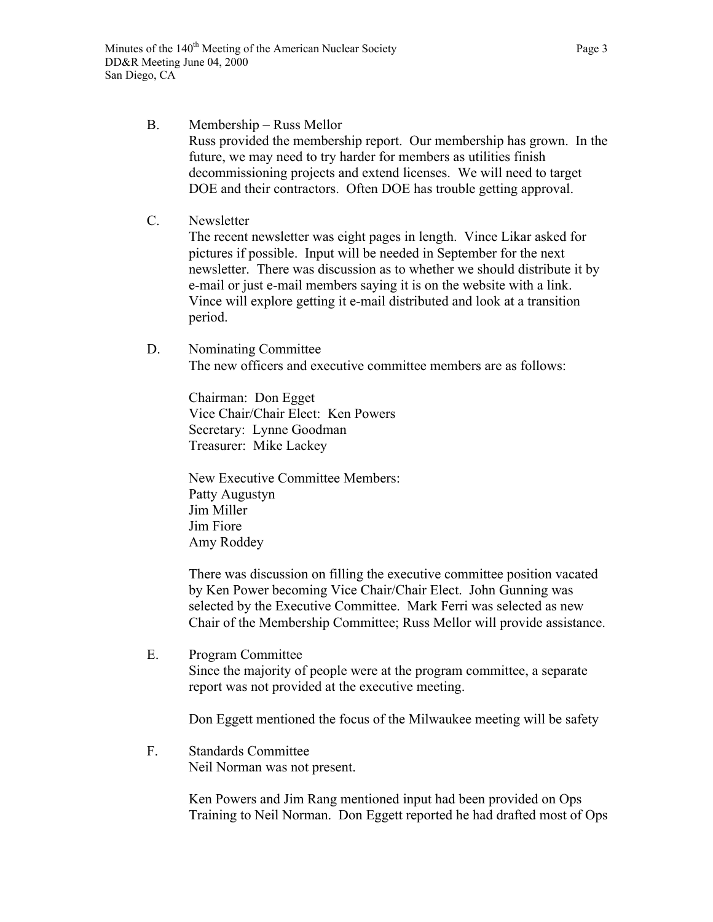B. Membership – Russ Mellor

Russ provided the membership report. Our membership has grown. In the future, we may need to try harder for members as utilities finish decommissioning projects and extend licenses. We will need to target DOE and their contractors. Often DOE has trouble getting approval.

C. Newsletter

The recent newsletter was eight pages in length. Vince Likar asked for pictures if possible. Input will be needed in September for the next newsletter. There was discussion as to whether we should distribute it by e-mail or just e-mail members saying it is on the website with a link. Vince will explore getting it e-mail distributed and look at a transition period.

D. Nominating Committee

The new officers and executive committee members are as follows:

Chairman: Don Egget
Vice Chair/Chair Elect: Ken Powers
Secretary: Lynne Goodman
Treasurer: Mike Lackey

New Executive Committee Members:
Patty Augustyn
Jim Miller
Jim Fiore
Amy Roddey

There was discussion on filling the executive committee position vacated by Ken Power becoming Vice Chair/Chair Elect. John Gunning was selected by the Executive Committee. Mark Ferri was selected as new Chair of the Membership Committee; Russ Mellor will provide assistance.

E. Program Committee

Since the majority of people were at the program committee, a separate report was not provided at the executive meeting.

Don Eggett mentioned the focus of the Milwaukee meeting will be safety

F. Standards Committee

Neil Norman was not present.

Ken Powers and Jim Rang mentioned input had been provided on Ops Training to Neil Norman. Don Eggett reported he had drafted most of Ops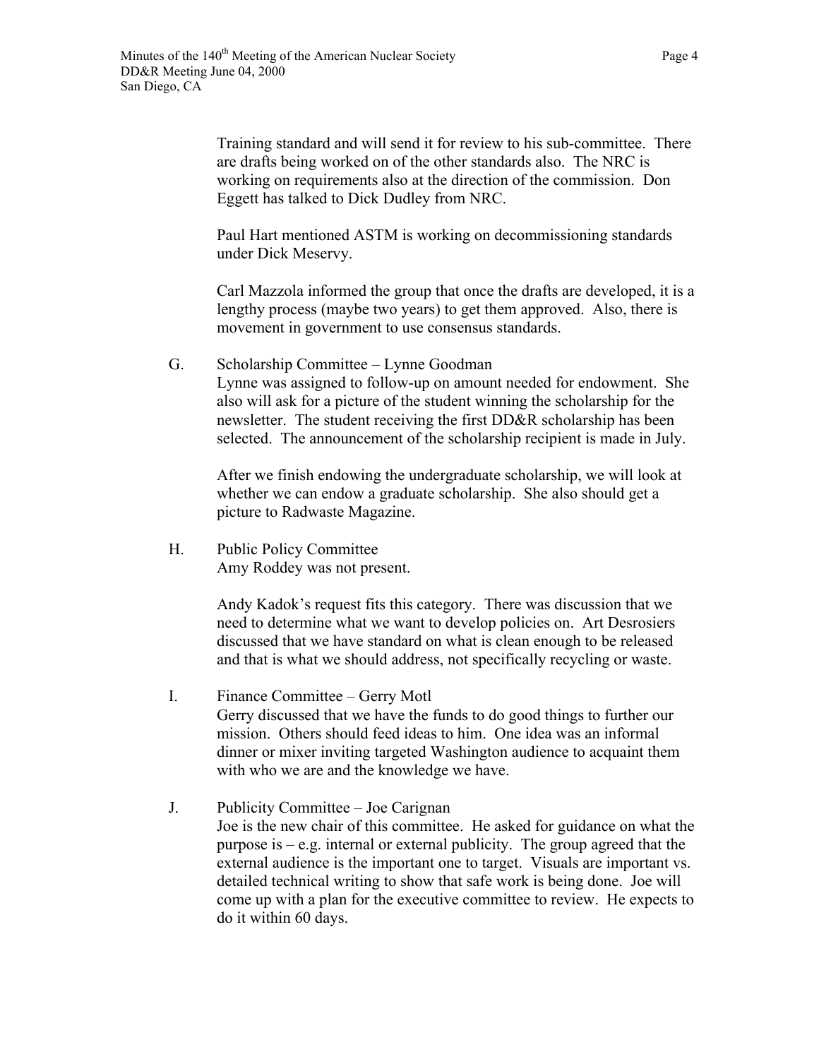Training standard and will send it for review to his sub-committee. There are drafts being worked on of the other standards also. The NRC is working on requirements also at the direction of the commission. Don Eggett has talked to Dick Dudley from NRC.

Paul Hart mentioned ASTM is working on decommissioning standards under Dick Meservy.

Carl Mazzola informed the group that once the drafts are developed, it is a lengthy process (maybe two years) to get them approved. Also, there is movement in government to use consensus standards.

G. Scholarship Committee – Lynne Goodman

Lynne was assigned to follow-up on amount needed for endowment. She also will ask for a picture of the student winning the scholarship for the newsletter. The student receiving the first DD&R scholarship has been selected. The announcement of the scholarship recipient is made in July.

After we finish endowing the undergraduate scholarship, we will look at whether we can endow a graduate scholarship. She also should get a picture to Radwaste Magazine.

H. Public Policy Committee

Amy Roddey was not present.

Andy Kadok's request fits this category. There was discussion that we need to determine what we want to develop policies on. Art Desrosiers discussed that we have standard on what is clean enough to be released and that is what we should address, not specifically recycling or waste.

I. Finance Committee – Gerry Motl

Gerry discussed that we have the funds to do good things to further our mission. Others should feed ideas to him. One idea was an informal dinner or mixer inviting targeted Washington audience to acquaint them with who we are and the knowledge we have.

J. Publicity Committee – Joe Carignan

Joe is the new chair of this committee. He asked for guidance on what the purpose is – e.g. internal or external publicity. The group agreed that the external audience is the important one to target. Visuals are important vs. detailed technical writing to show that safe work is being done. Joe will come up with a plan for the executive committee to review. He expects to do it within 60 days.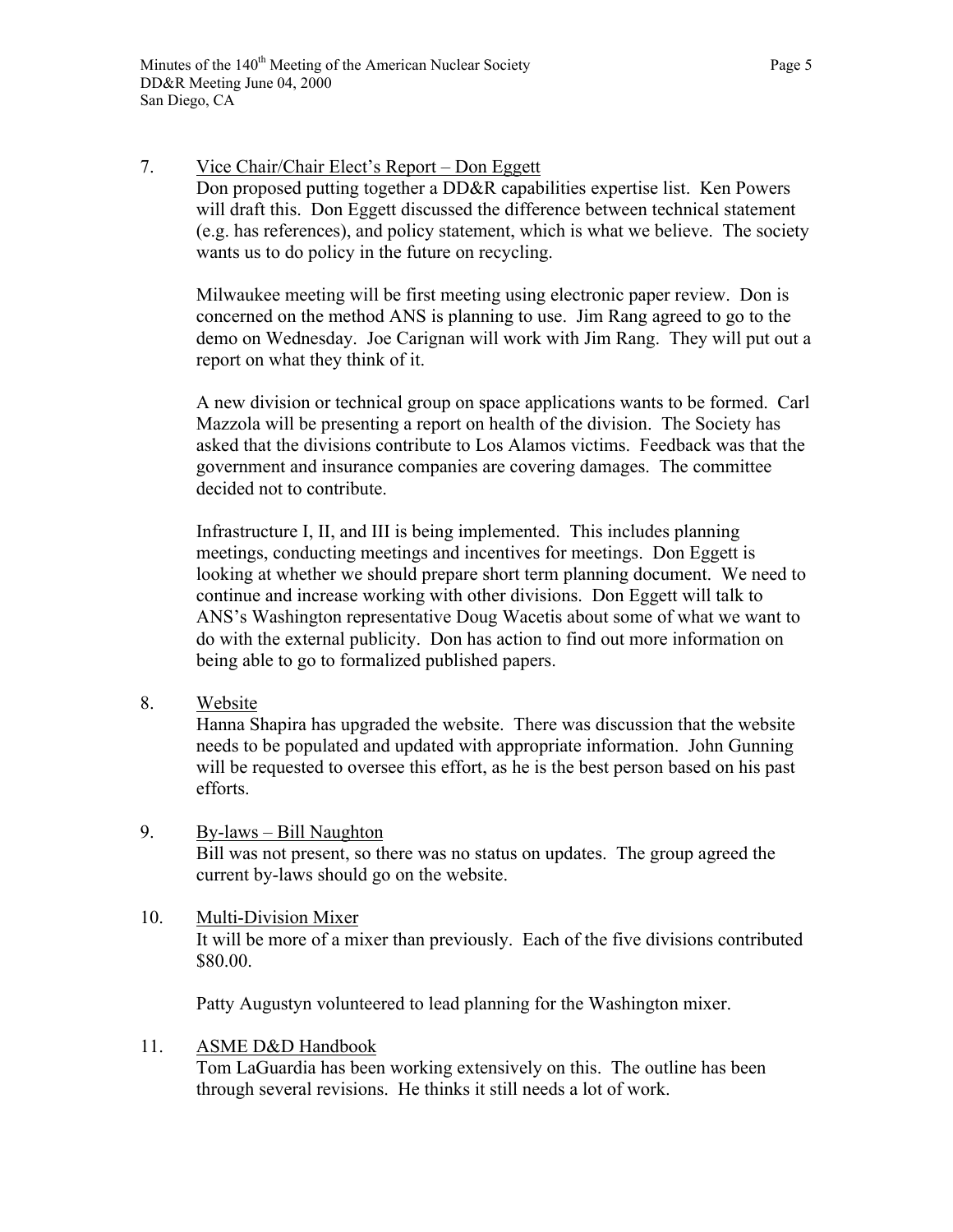7. <u>Vice Chair/Chair Elect's Report – Don Eggett</u>
   Don proposed putting together a DD&R capabilities expertise list. Ken Powers will draft this. Don Eggett discussed the difference between technical statement (e.g. has references), and policy statement, which is what we believe. The society wants us to do policy in the future on recycling.

   Milwaukee meeting will be first meeting using electronic paper review. Don is concerned on the method ANS is planning to use. Jim Rang agreed to go to the demo on Wednesday. Joe Carignan will work with Jim Rang. They will put out a report on what they think of it.

   A new division or technical group on space applications wants to be formed. Carl Mazzola will be presenting a report on health of the division. The Society has asked that the divisions contribute to Los Alamos victims. Feedback was that the government and insurance companies are covering damages. The committee decided not to contribute.

   Infrastructure I, II, and III is being implemented. This includes planning meetings, conducting meetings and incentives for meetings. Don Eggett is looking at whether we should prepare short term planning document. We need to continue and increase working with other divisions. Don Eggett will talk to ANS's Washington representative Doug Wacetis about some of what we want to do with the external publicity. Don has action to find out more information on being able to go to formalized published papers.

8. <u>Website</u>
   Hanna Shapira has upgraded the website. There was discussion that the website needs to be populated and updated with appropriate information. John Gunning will be requested to oversee this effort, as he is the best person based on his past efforts.

9. <u>By-laws – Bill Naughton</u>
   Bill was not present, so there was no status on updates. The group agreed the current by-laws should go on the website.

10. <u>Multi-Division Mixer</u>
    It will be more of a mixer than previously. Each of the five divisions contributed $80.00.

    Patty Augustyn volunteered to lead planning for the Washington mixer.

11. <u>ASME D&D Handbook</u>
    Tom LaGuardia has been working extensively on this. The outline has been through several revisions. He thinks it still needs a lot of work.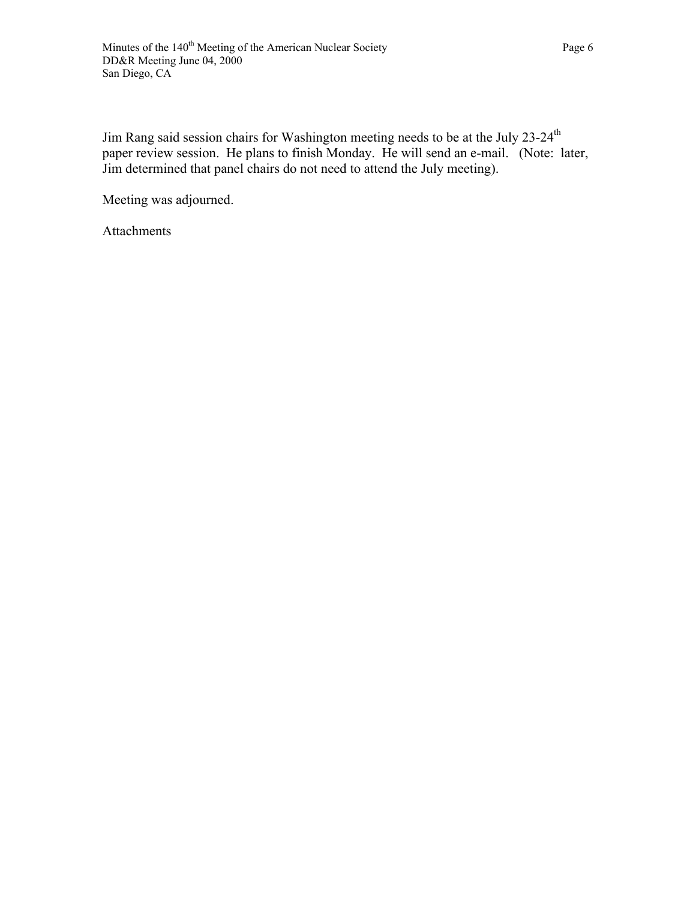Jim Rang said session chairs for Washington meeting needs to be at the July 23-24th paper review session. He plans to finish Monday. He will send an e-mail. (Note: later, Jim determined that panel chairs do not need to attend the July meeting).

Meeting was adjourned.

Attachments